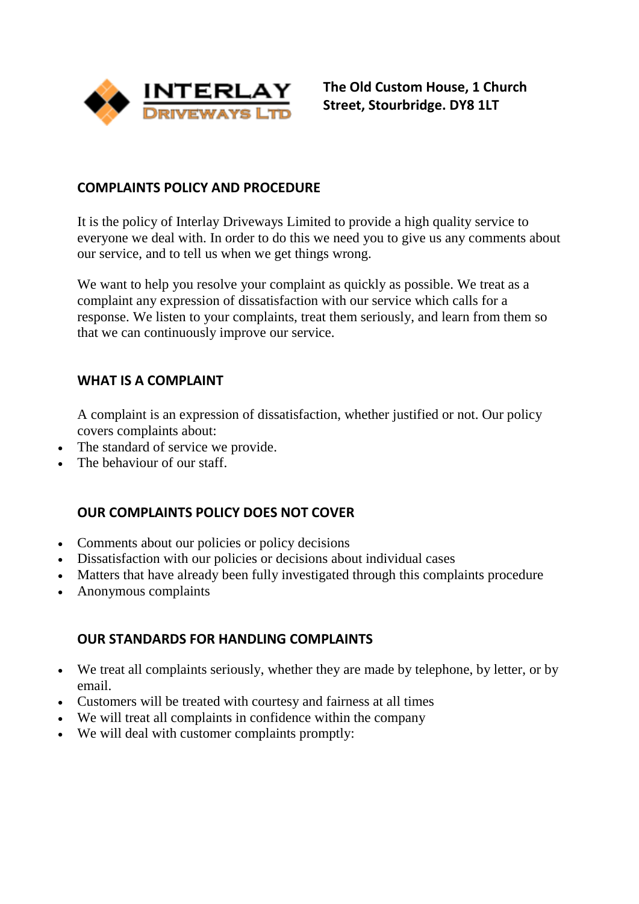**INTERLAY DRIVEWAYS LTD**

**The Old Custom House, 1 Church Street, Stourbridge. DY8 1LT**

## COMPLAINTS POLICY AND PROCEDURE

It is the policy of Interlay Driveways Limited to provide a high quality service to everyone we deal with. In order to do this we need you to give us any comments about our service, and to tell us when we get things wrong.

We want to help you resolve your complaint as quickly as possible. We treat as a complaint any expression of dissatisfaction with our service which calls for a response. We listen to your complaints, treat them seriously, and learn from them so that we can continuously improve our service.

## WHAT IS A COMPLAINT

A complaint is an expression of dissatisfaction, whether justified or not. Our policy covers complaints about:

- The standard of service we provide.
- The behaviour of our staff.

## OUR COMPLAINTS POLICY DOES NOT COVER

- Comments about our policies or policy decisions
- Dissatisfaction with our policies or decisions about individual cases
- Matters that have already been fully investigated through this complaints procedure
- Anonymous complaints

## OUR STANDARDS FOR HANDLING COMPLAINTS

- We treat all complaints seriously, whether they are made by telephone, by letter, or by email.
- Customers will be treated with courtesy and fairness at all times
- We will treat all complaints in confidence within the company
- We will deal with customer complaints promptly: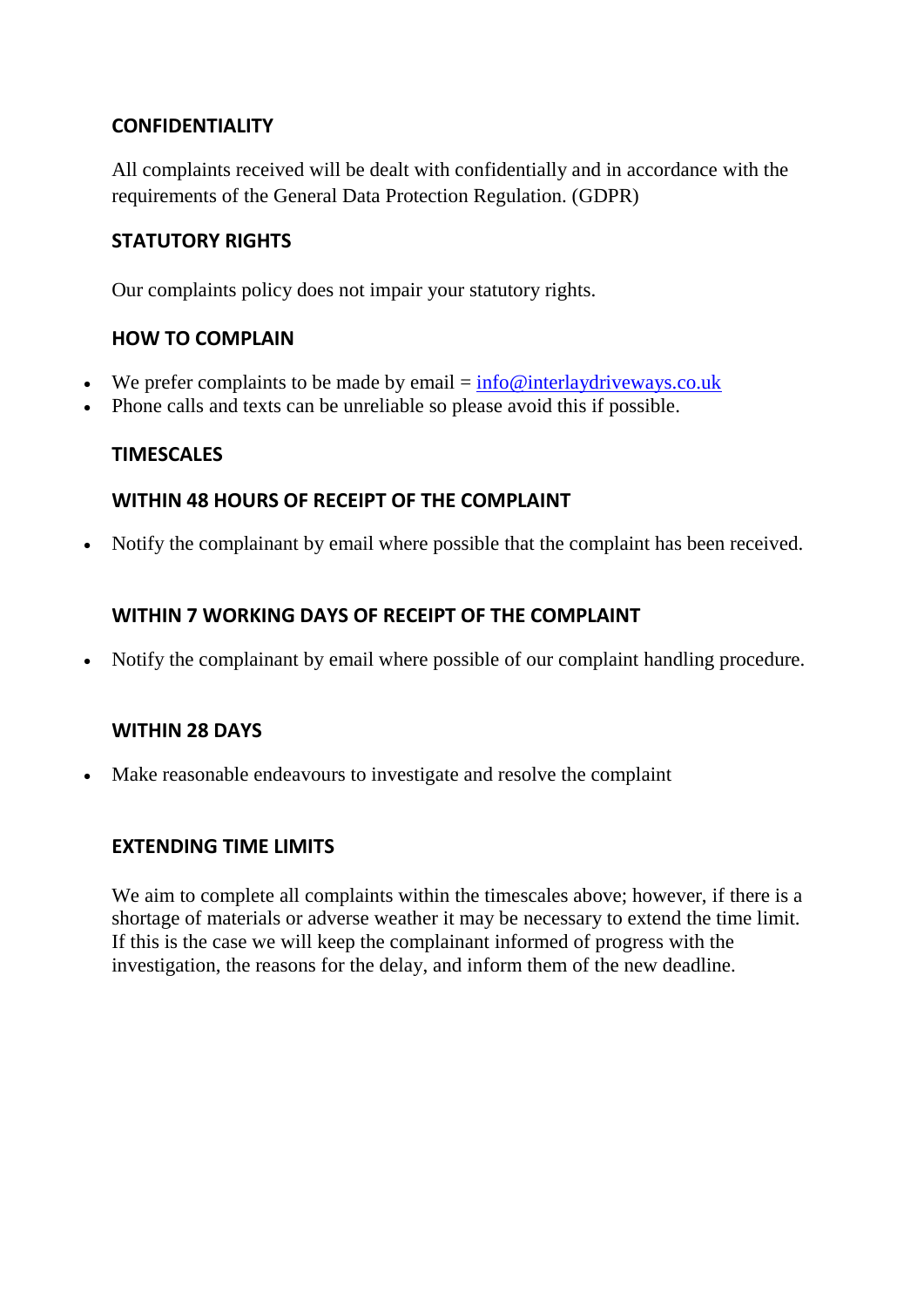## CONFIDENTIALITY

All complaints received will be dealt with confidentially and in accordance with the requirements of the General Data Protection Regulation. (GDPR)

## STATUTORY RIGHTS

Our complaints policy does not impair your statutory rights.

## HOW TO COMPLAIN

- We prefer complaints to be made by email = info@interlaydriveways.co.uk
- Phone calls and texts can be unreliable so please avoid this if possible.

## TIMESCALES

### WITHIN 48 HOURS OF RECEIPT OF THE COMPLAINT

- Notify the complainant by email where possible that the complaint has been received.

### WITHIN 7 WORKING DAYS OF RECEIPT OF THE COMPLAINT

- Notify the complainant by email where possible of our complaint handling procedure.

### WITHIN 28 DAYS

- Make reasonable endeavours to investigate and resolve the complaint

## EXTENDING TIME LIMITS

We aim to complete all complaints within the timescales above; however, if there is a shortage of materials or adverse weather it may be necessary to extend the time limit. If this is the case we will keep the complainant informed of progress with the investigation, the reasons for the delay, and inform them of the new deadline.